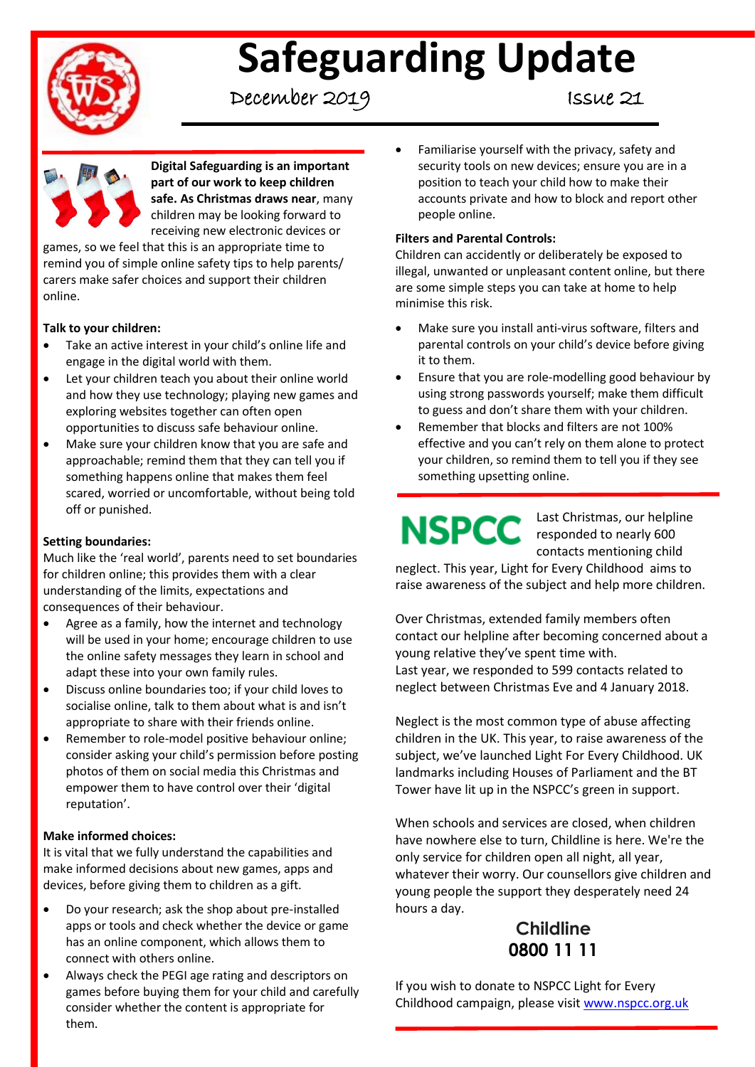# Safeguarding Update

December 2019 Issue 21

**Digital Safeguarding is an important part of our work to keep children safe. As Christmas draws near**, many children may be looking forward to receiving new electronic devices or games, so we feel that this is an appropriate time to remind you of simple online safety tips to help parents/ carers make safer choices and support their children online.

**Talk to your children:**

- Take an active interest in your child's online life and engage in the digital world with them.
- Let your children teach you about their online world and how they use technology; playing new games and exploring websites together can often open opportunities to discuss safe behaviour online.
- Make sure your children know that you are safe and approachable; remind them that they can tell you if something happens online that makes them feel scared, worried or uncomfortable, without being told off or punished.

**Setting boundaries:**

Much like the 'real world', parents need to set boundaries for children online; this provides them with a clear understanding of the limits, expectations and consequences of their behaviour.

- Agree as a family, how the internet and technology will be used in your home; encourage children to use the online safety messages they learn in school and adapt these into your own family rules.
- Discuss online boundaries too; if your child loves to socialise online, talk to them about what is and isn't appropriate to share with their friends online.
- Remember to role-model positive behaviour online; consider asking your child's permission before posting photos of them on social media this Christmas and empower them to have control over their 'digital reputation'.

**Make informed choices:**

It is vital that we fully understand the capabilities and make informed decisions about new games, apps and devices, before giving them to children as a gift.

- Do your research; ask the shop about pre-installed apps or tools and check whether the device or game has an online component, which allows them to connect with others online.
- Always check the PEGI age rating and descriptors on games before buying them for your child and carefully consider whether the content is appropriate for them.
- Familiarise yourself with the privacy, safety and security tools on new devices; ensure you are in a position to teach your child how to make their accounts private and how to block and report other people online.

**Filters and Parental Controls:**

Children can accidently or deliberately be exposed to illegal, unwanted or unpleasant content online, but there are some simple steps you can take at home to help minimise this risk.

- Make sure you install anti-virus software, filters and parental controls on your child's device before giving it to them.
- Ensure that you are role-modelling good behaviour by using strong passwords yourself; make them difficult to guess and don't share them with your children.
- Remember that blocks and filters are not 100% effective and you can't rely on them alone to protect your children, so remind them to tell you if they see something upsetting online.

**NSPCC**

Last Christmas, our helpline responded to nearly 600 contacts mentioning child neglect. This year, Light for Every Childhood aims to raise awareness of the subject and help more children.

Over Christmas, extended family members often contact our helpline after becoming concerned about a young relative they've spent time with.
Last year, we responded to 599 contacts related to neglect between Christmas Eve and 4 January 2018.

Neglect is the most common type of abuse affecting children in the UK. This year, to raise awareness of the subject, we've launched Light For Every Childhood. UK landmarks including Houses of Parliament and the BT Tower have lit up in the NSPCC's green in support.

When schools and services are closed, when children have nowhere else to turn, Childline is here. We're the only service for children open all night, all year, whatever their worry. Our counsellors give children and young people the support they desperately need 24 hours a day.

**Childline**
**0800 11 11**

If you wish to donate to NSPCC Light for Every Childhood campaign, please visit www.nspcc.org.uk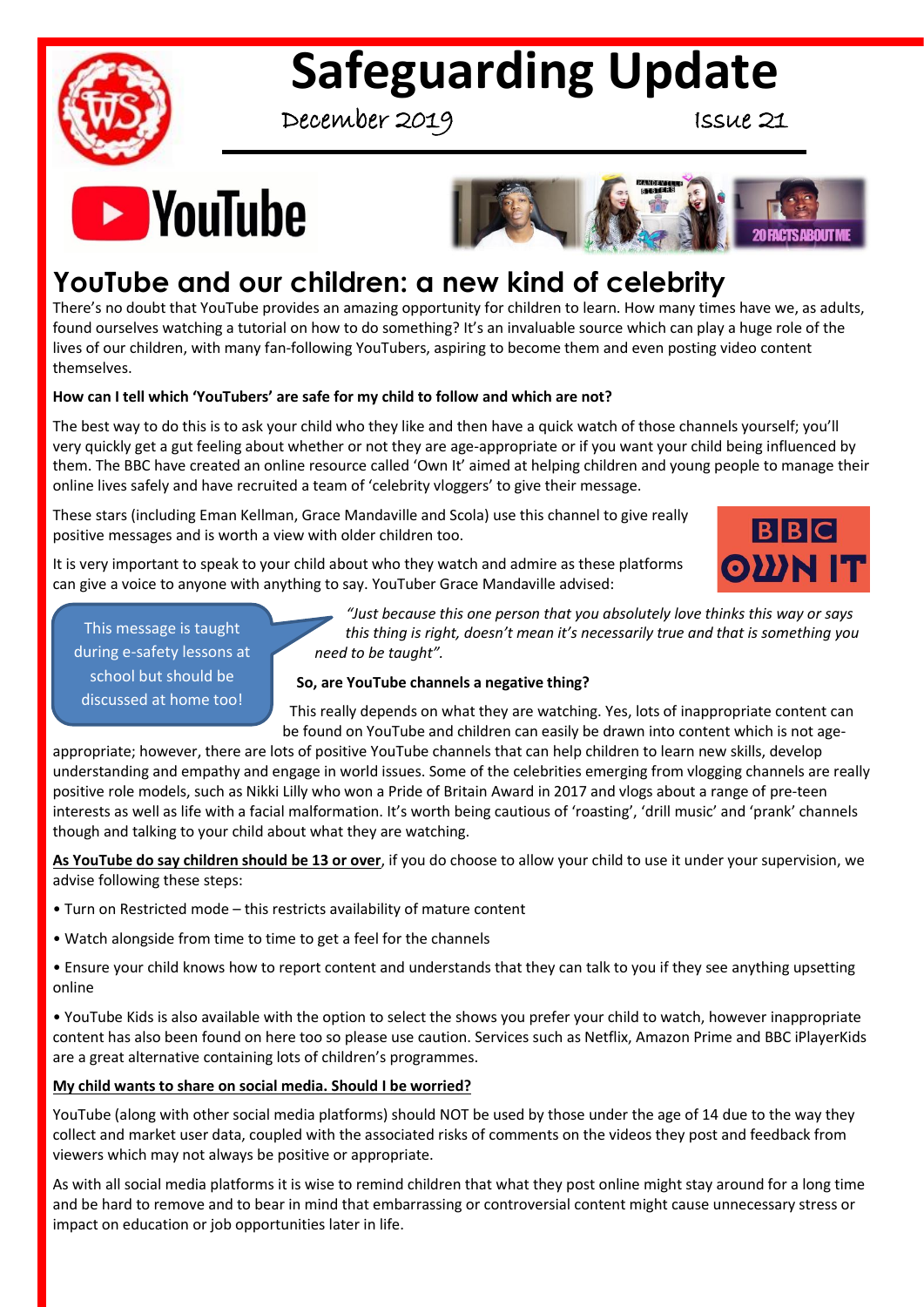# Safeguarding Update

December 2019 Issue 21

## YouTube and our children: a new kind of celebrity

There's no doubt that YouTube provides an amazing opportunity for children to learn. How many times have we, as adults, found ourselves watching a tutorial on how to do something? It's an invaluable source which can play a huge role of the lives of our children, with many fan-following YouTubers, aspiring to become them and even posting video content themselves.

**How can I tell which 'YouTubers' are safe for my child to follow and which are not?**

The best way to do this is to ask your child who they like and then have a quick watch of those channels yourself; you'll very quickly get a gut feeling about whether or not they are age-appropriate or if you want your child being influenced by them. The BBC have created an online resource called 'Own It' aimed at helping children and young people to manage their online lives safely and have recruited a team of 'celebrity vloggers' to give their message.

These stars (including Eman Kellman, Grace Mandaville and Scola) use this channel to give really positive messages and is worth a view with older children too.

It is very important to speak to your child about who they watch and admire as these platforms can give a voice to anyone with anything to say. YouTuber Grace Mandaville advised:

*"Just because this one person that you absolutely love thinks this way or says this thing is right, doesn't mean it's necessarily true and that is something you need to be taught".*

This message is taught during e-safety lessons at school but should be discussed at home too!

**So, are YouTube channels a negative thing?**

This really depends on what they are watching. Yes, lots of inappropriate content can be found on YouTube and children can easily be drawn into content which is not age-appropriate; however, there are lots of positive YouTube channels that can help children to learn new skills, develop understanding and empathy and engage in world issues. Some of the celebrities emerging from vlogging channels are really positive role models, such as Nikki Lilly who won a Pride of Britain Award in 2017 and vlogs about a range of pre-teen interests as well as life with a facial malformation. It's worth being cautious of 'roasting', 'drill music' and 'prank' channels though and talking to your child about what they are watching.

**As YouTube do say children should be 13 or over**, if you do choose to allow your child to use it under your supervision, we advise following these steps:

- Turn on Restricted mode – this restricts availability of mature content
- Watch alongside from time to time to get a feel for the channels
- Ensure your child knows how to report content and understands that they can talk to you if they see anything upsetting online
- YouTube Kids is also available with the option to select the shows you prefer your child to watch, however inappropriate content has also been found on here too so please use caution. Services such as Netflix, Amazon Prime and BBC iPlayerKids are a great alternative containing lots of children's programmes.

**My child wants to share on social media. Should I be worried?**

YouTube (along with other social media platforms) should NOT be used by those under the age of 14 due to the way they collect and market user data, coupled with the associated risks of comments on the videos they post and feedback from viewers which may not always be positive or appropriate.

As with all social media platforms it is wise to remind children that what they post online might stay around for a long time and be hard to remove and to bear in mind that embarrassing or controversial content might cause unnecessary stress or impact on education or job opportunities later in life.